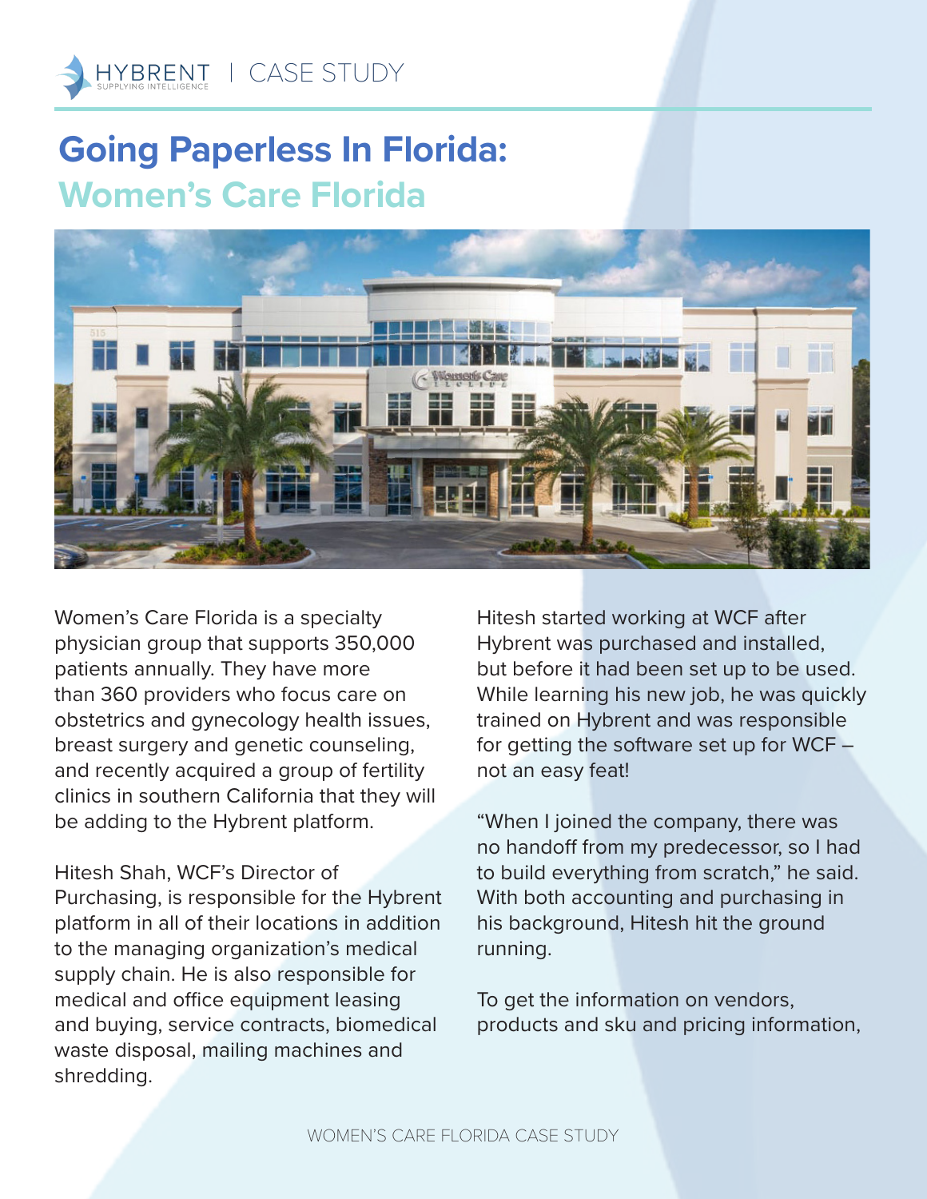HYBRENT | CASE STUDY

# Going Paperless In Florida: Women's Care Florida

Women's Care Florida is a specialty physician group that supports 350,000 patients annually. They have more than 360 providers who focus care on obstetrics and gynecology health issues, breast surgery and genetic counseling, and recently acquired a group of fertility clinics in southern California that they will be adding to the Hybrent platform.

Hitesh Shah, WCF's Director of Purchasing, is responsible for the Hybrent platform in all of their locations in addition to the managing organization's medical supply chain. He is also responsible for medical and office equipment leasing and buying, service contracts, biomedical waste disposal, mailing machines and shredding.

Hitesh started working at WCF after Hybrent was purchased and installed, but before it had been set up to be used. While learning his new job, he was quickly trained on Hybrent and was responsible for getting the software set up for WCF – not an easy feat!

"When I joined the company, there was no handoff from my predecessor, so I had to build everything from scratch," he said. With both accounting and purchasing in his background, Hitesh hit the ground running.

To get the information on vendors, products and sku and pricing information,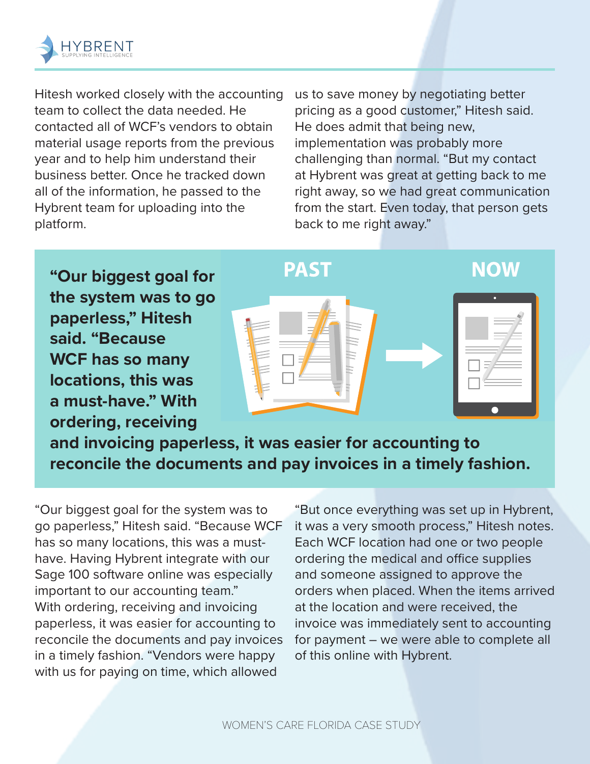Hitesh worked closely with the accounting team to collect the data needed. He contacted all of WCF's vendors to obtain material usage reports from the previous year and to help him understand their business better. Once he tracked down all of the information, he passed to the Hybrent team for uploading into the platform.

us to save money by negotiating better pricing as a good customer," Hitesh said. He does admit that being new, implementation was probably more challenging than normal. "But my contact at Hybrent was great at getting back to me right away, so we had great communication from the start. Even today, that person gets back to me right away."

**"Our biggest goal for the system was to go paperless," Hitesh said. "Because WCF has so many locations, this was a must-have." With ordering, receiving and invoicing paperless, it was easier for accounting to reconcile the documents and pay invoices in a timely fashion.**

PAST → NOW

"Our biggest goal for the system was to go paperless," Hitesh said. "Because WCF has so many locations, this was a must-have. Having Hybrent integrate with our Sage 100 software online was especially important to our accounting team." With ordering, receiving and invoicing paperless, it was easier for accounting to reconcile the documents and pay invoices in a timely fashion. "Vendors were happy with us for paying on time, which allowed

"But once everything was set up in Hybrent, it was a very smooth process," Hitesh notes. Each WCF location had one or two people ordering the medical and office supplies and someone assigned to approve the orders when placed. When the items arrived at the location and were received, the invoice was immediately sent to accounting for payment – we were able to complete all of this online with Hybrent.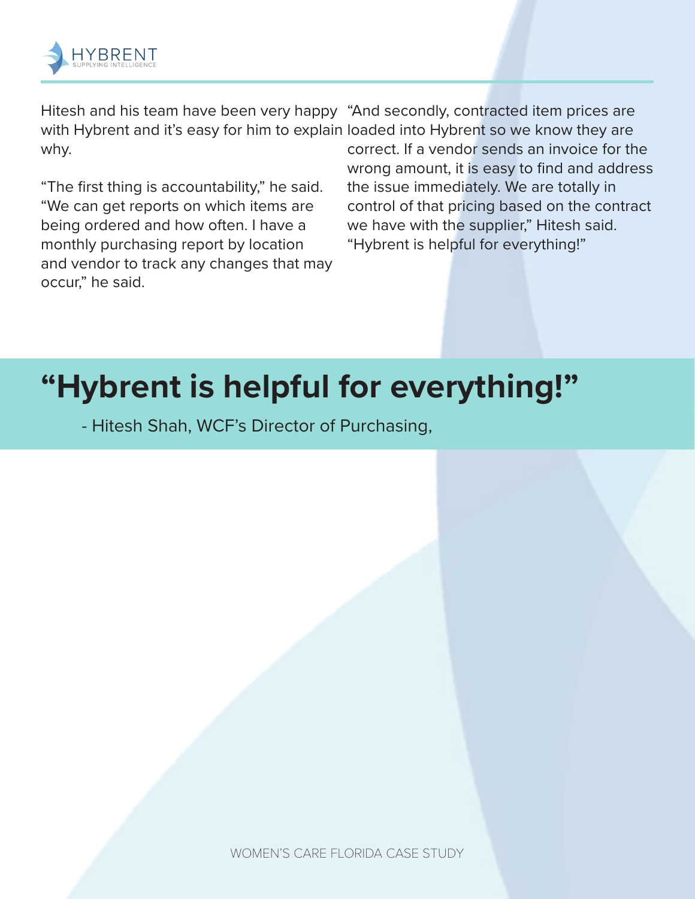Hitesh and his team have been very happy with Hybrent and it's easy for him to explain why.

"The first thing is accountability," he said. "We can get reports on which items are being ordered and how often. I have a monthly purchasing report by location and vendor to track any changes that may occur," he said.

"And secondly, contracted item prices are loaded into Hybrent so we know they are correct. If a vendor sends an invoice for the wrong amount, it is easy to find and address the issue immediately. We are totally in control of that pricing based on the contract we have with the supplier," Hitesh said. "Hybrent is helpful for everything!"

# "Hybrent is helpful for everything!"

- Hitesh Shah, WCF's Director of Purchasing,